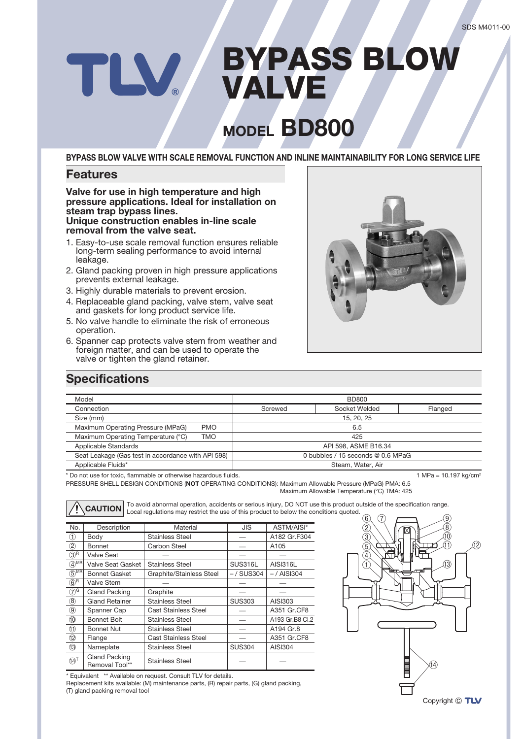# BYPASS BLOW VALVE

## MODEL BD800

**BYPASS BLOW VALVE WITH SCALE REMOVAL FUNCTION AND INLINE MAINTAINABILITY FOR LONG SERVICE LIFE**

## Features

**Valve for use in high temperature and high pressure applications. Ideal for installation on steam trap bypass lines.**
**Unique construction enables in-line scale removal from the valve seat.**

1. Easy-to-use scale removal function ensures reliable long-term sealing performance to avoid internal leakage.
2. Gland packing proven in high pressure applications prevents external leakage.
3. Highly durable materials to prevent erosion.
4. Replaceable gland packing, valve stem, valve seat and gaskets for long product service life.
5. No valve handle to eliminate the risk of erroneous operation.
6. Spanner cap protects valve stem from weather and foreign matter, and can be used to operate the valve or tighten the gland retainer.

## Specifications

| Model | | BD800 | | |
|---|---|---|---|---|
| Connection | | Screwed | Socket Welded | Flanged |
| Size (mm) | | 15, 20, 25 | | |
| Maximum Operating Pressure (MPaG) | PMO | 6.5 | | |
| Maximum Operating Temperature (°C) | TMO | 425 | | |
| Applicable Standards | | API 598, ASME B16.34 | | |
| Seat Leakage (Gas test in accordance with API 598) | | 0 bubbles / 15 seconds @ 0.6 MPaG | | |
| Applicable Fluids* | | Steam, Water, Air | | |

\* Do not use for toxic, flammable or otherwise hazardous fluids. 1 MPa = 10.197 kg/cm²

PRESSURE SHELL DESIGN CONDITIONS (**NOT** OPERATING CONDITIONS): Maximum Allowable Pressure (MPaG) PMA: 6.5
Maximum Allowable Temperature (°C) TMA: 425

**CAUTION** To avoid abnormal operation, accidents or serious injury, DO NOT use this product outside of the specification range. Local regulations may restrict the use of this product to below the conditions quoted.

| No. | Description | Material | JIS | ASTM/AISI* |
|---|---|---|---|---|
| ① | Body | Stainless Steel | — | A182 Gr.F304 |
| ② | Bonnet | Carbon Steel | — | A105 |
| ③R | Valve Seat | — | — | — |
| ④MR | Valve Seat Gasket | Stainless Steel | SUS316L | AISI316L |
| ⑤MR | Bonnet Gasket | Graphite/Stainless Steel | – / SUS304 | – / AISI304 |
| ⑥R | Valve Stem | — | — | — |
| ⑦G | Gland Packing | Graphite | — | — |
| ⑧ | Gland Retainer | Stainless Steel | SUS303 | AISI303 |
| ⑨ | Spanner Cap | Cast Stainless Steel | — | A351 Gr.CF8 |
| ⑩ | Bonnet Bolt | Stainless Steel | — | A193 Gr.B8 Cl.2 |
| ⑪ | Bonnet Nut | Stainless Steel | — | A194 Gr.8 |
| ⑫ | Flange | Cast Stainless Steel | — | A351 Gr.CF8 |
| ⑬ | Nameplate | Stainless Steel | SUS304 | AISI304 |
| ⑭T | Gland Packing Removal Tool** | Stainless Steel | — | — |

\* Equivalent ** Available on request. Consult TLV for details.
Replacement kits available: (M) maintenance parts, (R) repair parts, (G) gland packing, (T) gland packing removal tool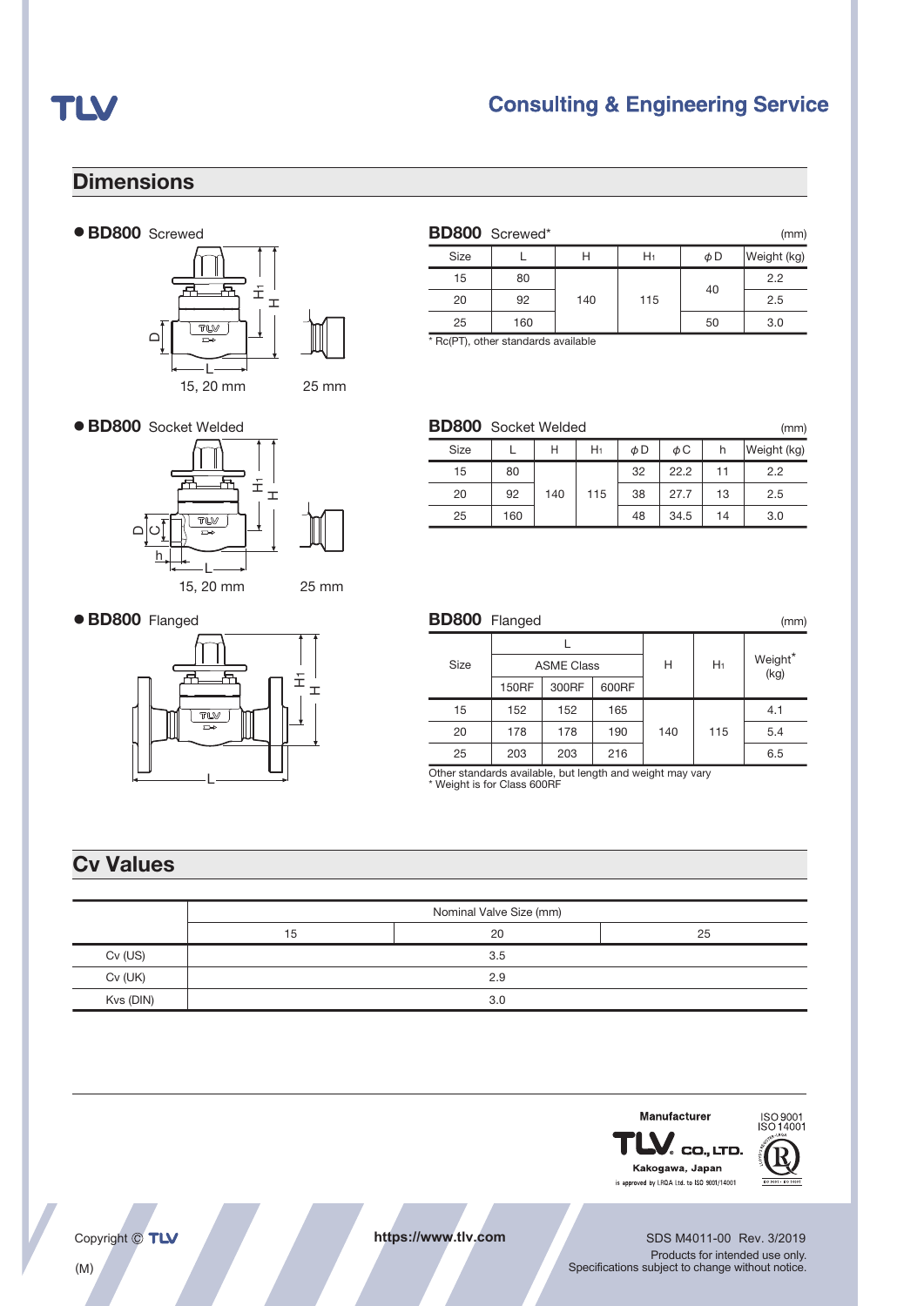## Dimensions

● **BD800** Screwed

15, 20 mm

25 mm

**BD800** Screwed* (mm)

| Size | L | H | $H_1$ | ϕD | Weight (kg) |
|---|---|---|---|---|---|
| 15 | 80 | 140 | 115 | 40 | 2.2 |
| 20 | 92 | | | | 2.5 |
| 25 | 160 | | | 50 | 3.0 |

\* Rc(PT), other standards available

● **BD800** Socket Welded

15, 20 mm

25 mm

**BD800** Socket Welded (mm)

| Size | L | H | $H_1$ | ϕD | ϕC | h | Weight (kg) |
|---|---|---|---|---|---|---|---|
| 15 | 80 | 140 | 115 | 32 | 22.2 | 11 | 2.2 |
| 20 | 92 | | | 38 | 27.7 | 13 | 2.5 |
| 25 | 160 | | | 48 | 34.5 | 14 | 3.0 |

● **BD800** Flanged

**BD800** Flanged (mm)

| Size | L | | | H | $H_1$ | Weight* (kg) |
|---|---|---|---|---|---|---|
| | ASME Class | | | | | |
| | 150RF | 300RF | 600RF | | | |
| 15 | 152 | 152 | 165 | 140 | 115 | 4.1 |
| 20 | 178 | 178 | 190 | | | 5.4 |
| 25 | 203 | 203 | 216 | | | 6.5 |

Other standards available, but length and weight may vary
\* Weight is for Class 600RF

## Cv Values

| | Nominal Valve Size (mm) | | |
|---|---|---|---|
| | 15 | 20 | 25 |
| Cv (US) | 3.5 | | |
| Cv (UK) | 2.9 | | |
| Kvs (DIN) | 3.0 | | |

Manufacturer
TLV CO., LTD.
Kakogawa, Japan
is approved by LRQA Ltd. to ISO 9001/14001

ISO 9001
ISO 14001

Copyright © TLV

(M)

https://www.tlv.com

SDS M4011-00 Rev. 3/2019
Products for intended use only.
Specifications subject to change without notice.